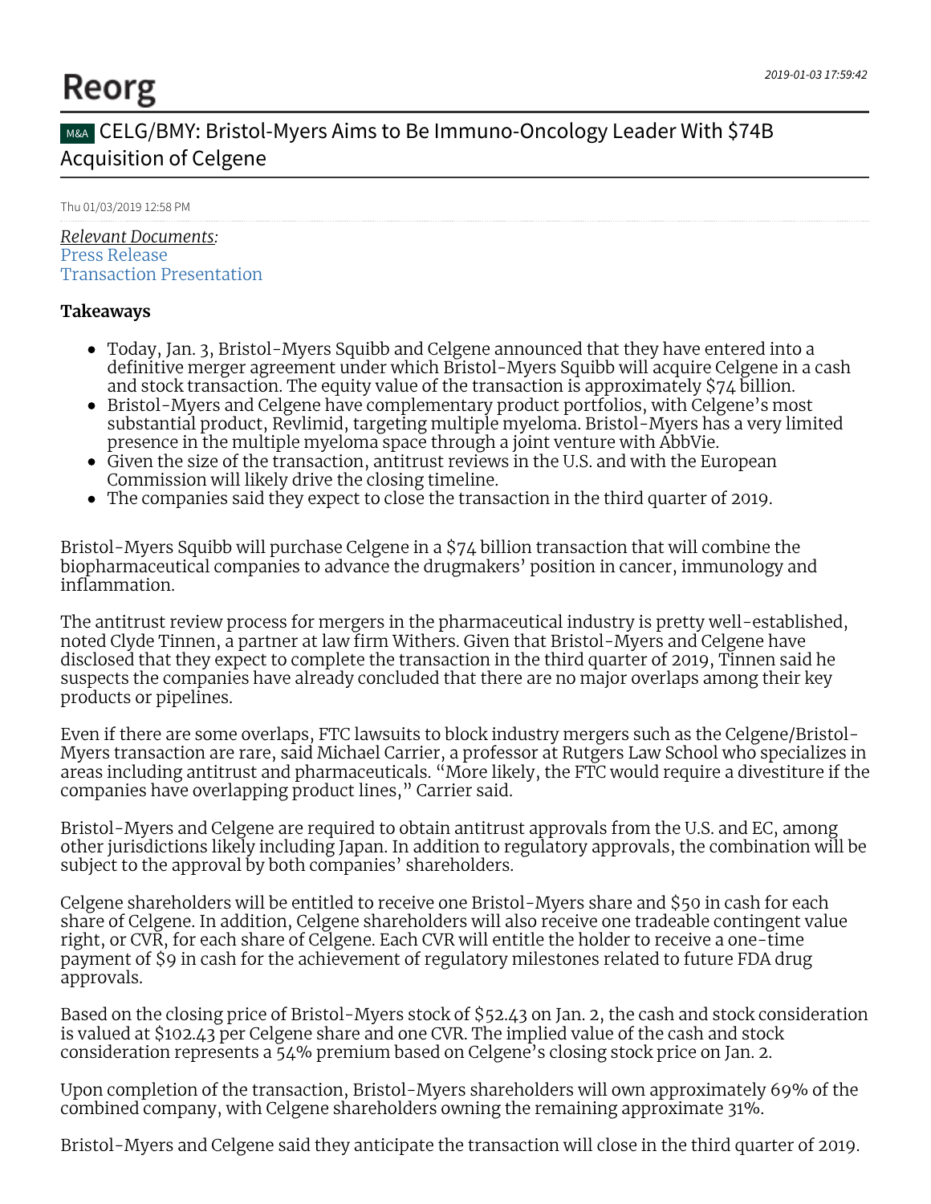# Reorg

2019-01-03 17:59:42

## M&A CELG/BMY: Bristol-Myers Aims to Be Immuno-Oncology Leader With $74B Acquisition of Celgene

Thu 01/03/2019 12:58 PM

*Relevant Documents:*
Press Release
Transaction Presentation

**Takeaways**

- Today, Jan. 3, Bristol-Myers Squibb and Celgene announced that they have entered into a definitive merger agreement under which Bristol-Myers Squibb will acquire Celgene in a cash and stock transaction. The equity value of the transaction is approximately $74 billion.
- Bristol-Myers and Celgene have complementary product portfolios, with Celgene's most substantial product, Revlimid, targeting multiple myeloma. Bristol-Myers has a very limited presence in the multiple myeloma space through a joint venture with AbbVie.
- Given the size of the transaction, antitrust reviews in the U.S. and with the European Commission will likely drive the closing timeline.
- The companies said they expect to close the transaction in the third quarter of 2019.

Bristol-Myers Squibb will purchase Celgene in a $74 billion transaction that will combine the biopharmaceutical companies to advance the drugmakers' position in cancer, immunology and inflammation.

The antitrust review process for mergers in the pharmaceutical industry is pretty well-established, noted Clyde Tinnen, a partner at law firm Withers. Given that Bristol-Myers and Celgene have disclosed that they expect to complete the transaction in the third quarter of 2019, Tinnen said he suspects the companies have already concluded that there are no major overlaps among their key products or pipelines.

Even if there are some overlaps, FTC lawsuits to block industry mergers such as the Celgene/Bristol-Myers transaction are rare, said Michael Carrier, a professor at Rutgers Law School who specializes in areas including antitrust and pharmaceuticals. "More likely, the FTC would require a divestiture if the companies have overlapping product lines," Carrier said.

Bristol-Myers and Celgene are required to obtain antitrust approvals from the U.S. and EC, among other jurisdictions likely including Japan. In addition to regulatory approvals, the combination will be subject to the approval by both companies' shareholders.

Celgene shareholders will be entitled to receive one Bristol-Myers share and $50 in cash for each share of Celgene. In addition, Celgene shareholders will also receive one tradeable contingent value right, or CVR, for each share of Celgene. Each CVR will entitle the holder to receive a one-time payment of $9 in cash for the achievement of regulatory milestones related to future FDA drug approvals.

Based on the closing price of Bristol-Myers stock of $52.43 on Jan. 2, the cash and stock consideration is valued at $102.43 per Celgene share and one CVR. The implied value of the cash and stock consideration represents a 54% premium based on Celgene's closing stock price on Jan. 2.

Upon completion of the transaction, Bristol-Myers shareholders will own approximately 69% of the combined company, with Celgene shareholders owning the remaining approximate 31%.

Bristol-Myers and Celgene said they anticipate the transaction will close in the third quarter of 2019.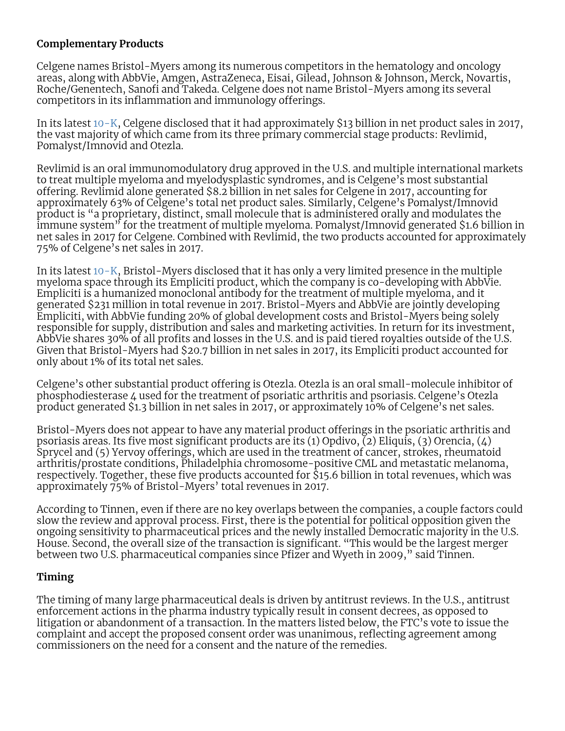**Complementary Products**

Celgene names Bristol-Myers among its numerous competitors in the hematology and oncology areas, along with AbbVie, Amgen, AstraZeneca, Eisai, Gilead, Johnson & Johnson, Merck, Novartis, Roche/Genentech, Sanofi and Takeda. Celgene does not name Bristol-Myers among its several competitors in its inflammation and immunology offerings.

In its latest 10-K, Celgene disclosed that it had approximately $13 billion in net product sales in 2017, the vast majority of which came from its three primary commercial stage products: Revlimid, Pomalyst/Imnovid and Otezla.

Revlimid is an oral immunomodulatory drug approved in the U.S. and multiple international markets to treat multiple myeloma and myelodysplastic syndromes, and is Celgene's most substantial offering. Revlimid alone generated $8.2 billion in net sales for Celgene in 2017, accounting for approximately 63% of Celgene's total net product sales. Similarly, Celgene's Pomalyst/Imnovid product is "a proprietary, distinct, small molecule that is administered orally and modulates the immune system" for the treatment of multiple myeloma. Pomalyst/Imnovid generated $1.6 billion in net sales in 2017 for Celgene. Combined with Revlimid, the two products accounted for approximately 75% of Celgene's net sales in 2017.

In its latest 10-K, Bristol-Myers disclosed that it has only a very limited presence in the multiple myeloma space through its Empliciti product, which the company is co-developing with AbbVie. Empliciti is a humanized monoclonal antibody for the treatment of multiple myeloma, and it generated $231 million in total revenue in 2017. Bristol-Myers and AbbVie are jointly developing Empliciti, with AbbVie funding 20% of global development costs and Bristol-Myers being solely responsible for supply, distribution and sales and marketing activities. In return for its investment, AbbVie shares 30% of all profits and losses in the U.S. and is paid tiered royalties outside of the U.S. Given that Bristol-Myers had $20.7 billion in net sales in 2017, its Empliciti product accounted for only about 1% of its total net sales.

Celgene's other substantial product offering is Otezla. Otezla is an oral small-molecule inhibitor of phosphodiesterase 4 used for the treatment of psoriatic arthritis and psoriasis. Celgene's Otezla product generated $1.3 billion in net sales in 2017, or approximately 10% of Celgene's net sales.

Bristol-Myers does not appear to have any material product offerings in the psoriatic arthritis and psoriasis areas. Its five most significant products are its (1) Opdivo, (2) Eliquis, (3) Orencia, (4) Sprycel and (5) Yervoy offerings, which are used in the treatment of cancer, strokes, rheumatoid arthritis/prostate conditions, Philadelphia chromosome-positive CML and metastatic melanoma, respectively. Together, these five products accounted for $15.6 billion in total revenues, which was approximately 75% of Bristol-Myers' total revenues in 2017.

According to Tinnen, even if there are no key overlaps between the companies, a couple factors could slow the review and approval process. First, there is the potential for political opposition given the ongoing sensitivity to pharmaceutical prices and the newly installed Democratic majority in the U.S. House. Second, the overall size of the transaction is significant. "This would be the largest merger between two U.S. pharmaceutical companies since Pfizer and Wyeth in 2009," said Tinnen.

**Timing**

The timing of many large pharmaceutical deals is driven by antitrust reviews. In the U.S., antitrust enforcement actions in the pharma industry typically result in consent decrees, as opposed to litigation or abandonment of a transaction. In the matters listed below, the FTC's vote to issue the complaint and accept the proposed consent order was unanimous, reflecting agreement among commissioners on the need for a consent and the nature of the remedies.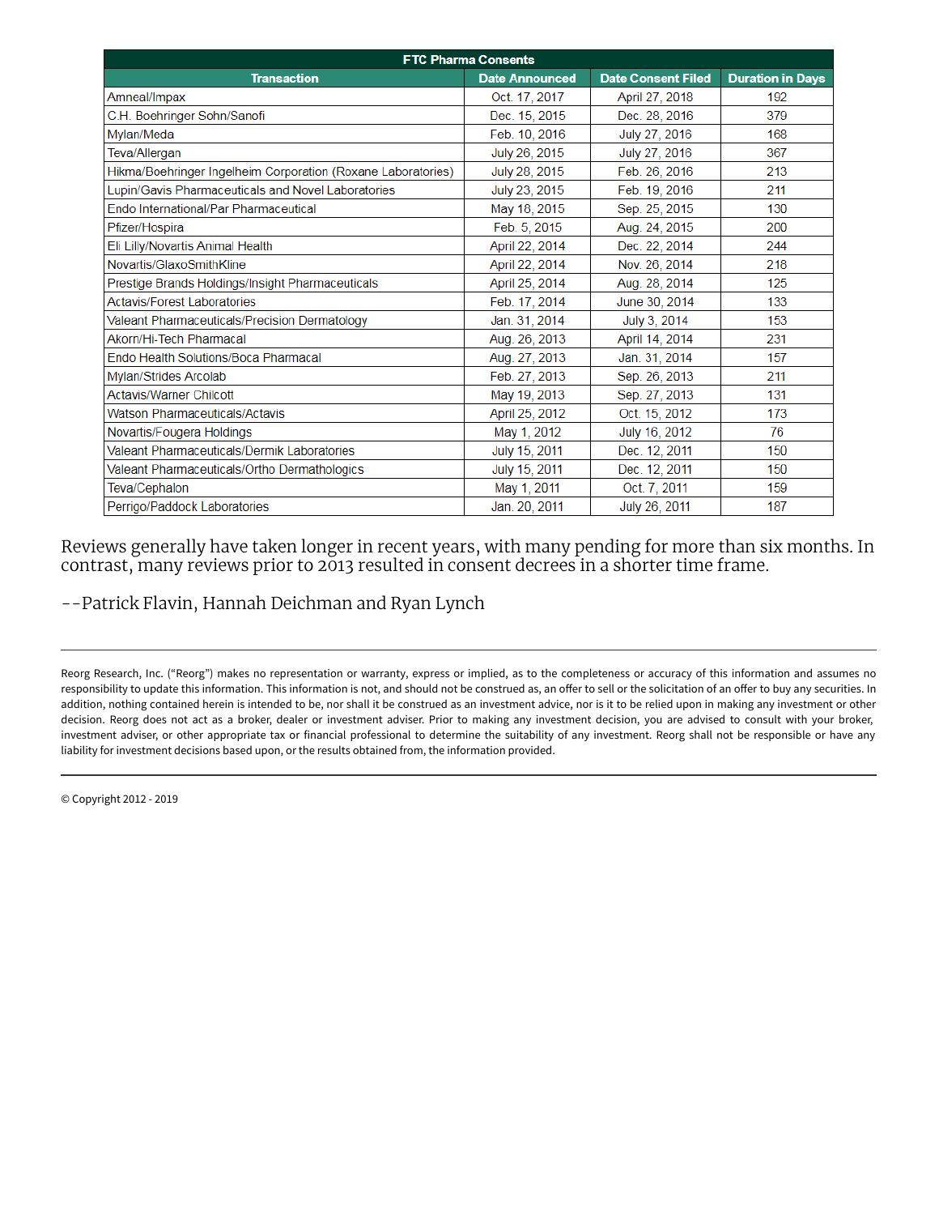| FTC Pharma Consents | | | |
|---|---|---|---|
| Transaction | Date Announced | Date Consent Filed | Duration in Days |
| Amneal/Impax | Oct. 17, 2017 | April 27, 2018 | 192 |
| C.H. Boehringer Sohn/Sanofi | Dec. 15, 2015 | Dec. 28, 2016 | 379 |
| Mylan/Meda | Feb. 10, 2016 | July 27, 2016 | 168 |
| Teva/Allergan | July 26, 2015 | July 27, 2016 | 367 |
| Hikma/Boehringer Ingelheim Corporation (Roxane Laboratories) | July 28, 2015 | Feb. 26, 2016 | 213 |
| Lupin/Gavis Pharmaceuticals and Novel Laboratories | July 23, 2015 | Feb. 19, 2016 | 211 |
| Endo International/Par Pharmaceutical | May 18, 2015 | Sep. 25, 2015 | 130 |
| Pfizer/Hospira | Feb. 5, 2015 | Aug. 24, 2015 | 200 |
| Eli Lilly/Novartis Animal Health | April 22, 2014 | Dec. 22, 2014 | 244 |
| Novartis/GlaxoSmithKline | April 22, 2014 | Nov. 26, 2014 | 218 |
| Prestige Brands Holdings/Insight Pharmaceuticals | April 25, 2014 | Aug. 28, 2014 | 125 |
| Actavis/Forest Laboratories | Feb. 17, 2014 | June 30, 2014 | 133 |
| Valeant Pharmaceuticals/Precision Dermatology | Jan. 31, 2014 | July 3, 2014 | 153 |
| Akorn/Hi-Tech Pharmacal | Aug. 26, 2013 | April 14, 2014 | 231 |
| Endo Health Solutions/Boca Pharmacal | Aug. 27, 2013 | Jan. 31, 2014 | 157 |
| Mylan/Strides Arcolab | Feb. 27, 2013 | Sep. 26, 2013 | 211 |
| Actavis/Warner Chilcott | May 19, 2013 | Sep. 27, 2013 | 131 |
| Watson Pharmaceuticals/Actavis | April 25, 2012 | Oct. 15, 2012 | 173 |
| Novartis/Fougera Holdings | May 1, 2012 | July 16, 2012 | 76 |
| Valeant Pharmaceuticals/Dermik Laboratories | July 15, 2011 | Dec. 12, 2011 | 150 |
| Valeant Pharmaceuticals/Ortho Dermathologics | July 15, 2011 | Dec. 12, 2011 | 150 |
| Teva/Cephalon | May 1, 2011 | Oct. 7, 2011 | 159 |
| Perrigo/Paddock Laboratories | Jan. 20, 2011 | July 26, 2011 | 187 |

Reviews generally have taken longer in recent years, with many pending for more than six months. In contrast, many reviews prior to 2013 resulted in consent decrees in a shorter time frame.

--Patrick Flavin, Hannah Deichman and Ryan Lynch

---

Reorg Research, Inc. ("Reorg") makes no representation or warranty, express or implied, as to the completeness or accuracy of this information and assumes no responsibility to update this information. This information is not, and should not be construed as, an offer to sell or the solicitation of an offer to buy any securities. In addition, nothing contained herein is intended to be, nor shall it be construed as an investment advice, nor is it to be relied upon in making any investment or other decision. Reorg does not act as a broker, dealer or investment adviser. Prior to making any investment decision, you are advised to consult with your broker, investment adviser, or other appropriate tax or financial professional to determine the suitability of any investment. Reorg shall not be responsible or have any liability for investment decisions based upon, or the results obtained from, the information provided.

---

© Copyright 2012 - 2019